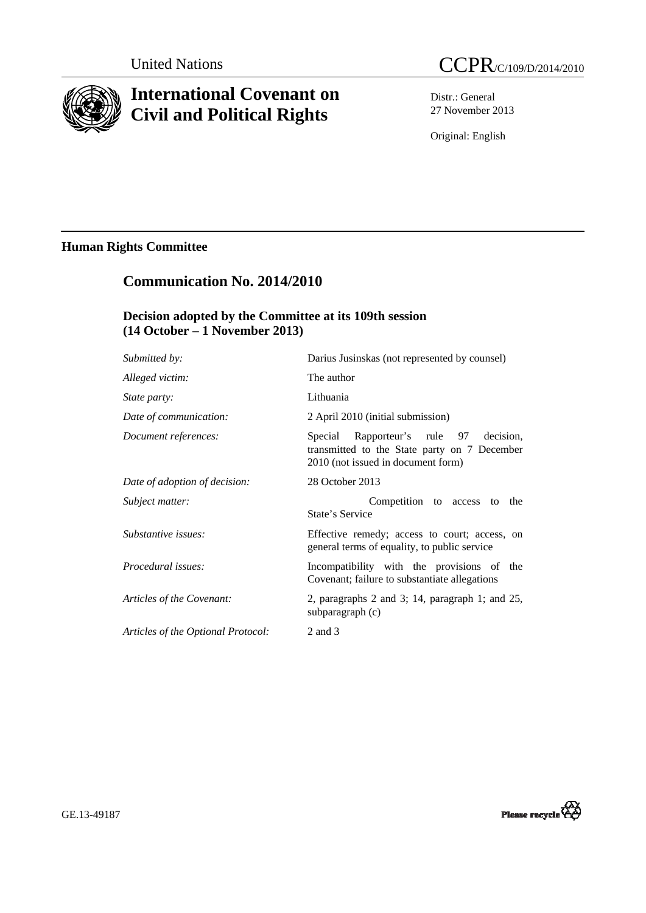United Nations

CCPR/C/109/D/2014/2010

# International Covenant on Civil and Political Rights

Distr.: General
27 November 2013

Original: English

## Human Rights Committee

## Communication No. 2014/2010

### Decision adopted by the Committee at its 109th session (14 October – 1 November 2013)

| | |
|---|---|
| *Submitted by:* | Darius Jusinskas (not represented by counsel) |
| *Alleged victim:* | The author |
| *State party:* | Lithuania |
| *Date of communication:* | 2 April 2010 (initial submission) |
| *Document references:* | Special Rapporteur's rule 97 decision, transmitted to the State party on 7 December 2010 (not issued in document form) |
| *Date of adoption of decision:* | 28 October 2013 |
| *Subject matter:* | Competition to access to the State's Service |
| *Substantive issues:* | Effective remedy; access to court; access, on general terms of equality, to public service |
| *Procedural issues:* | Incompatibility with the provisions of the Covenant; failure to substantiate allegations |
| *Articles of the Covenant:* | 2, paragraphs 2 and 3; 14, paragraph 1; and 25, subparagraph (c) |
| *Articles of the Optional Protocol:* | 2 and 3 |

GE.13-49187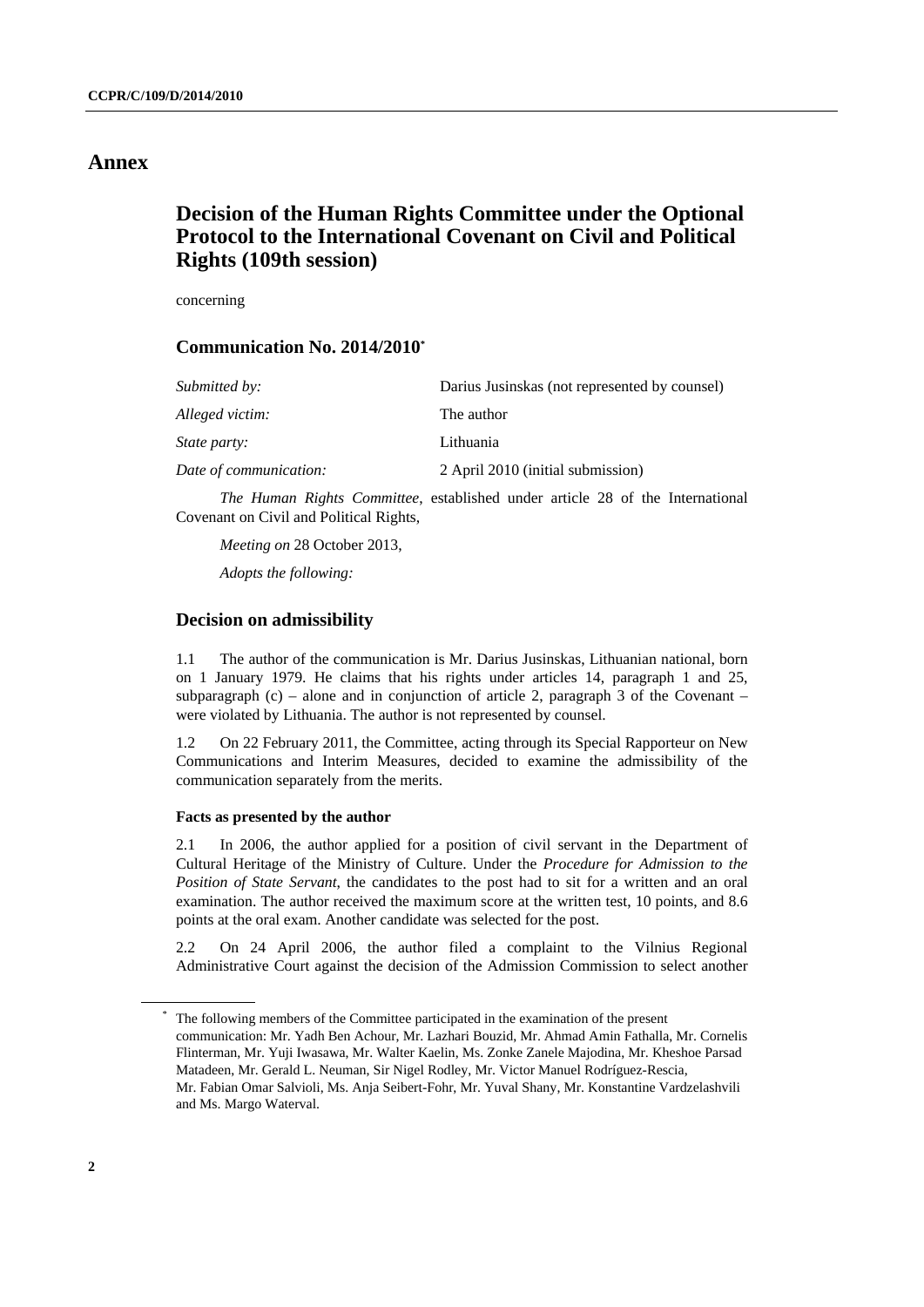# Annex

## Decision of the Human Rights Committee under the Optional Protocol to the International Covenant on Civil and Political Rights (109th session)

concerning

### Communication No. 2014/2010*

| | |
|---|---|
| *Submitted by:* | Darius Jusinskas (not represented by counsel) |
| *Alleged victim:* | The author |
| *State party:* | Lithuania |
| *Date of communication:* | 2 April 2010 (initial submission) |

*The Human Rights Committee*, established under article 28 of the International Covenant on Civil and Political Rights,

*Meeting on* 28 October 2013,

*Adopts the following:*

### Decision on admissibility

1.1 The author of the communication is Mr. Darius Jusinskas, Lithuanian national, born on 1 January 1979. He claims that his rights under articles 14, paragraph 1 and 25, subparagraph (c) – alone and in conjunction of article 2, paragraph 3 of the Covenant – were violated by Lithuania. The author is not represented by counsel.

1.2 On 22 February 2011, the Committee, acting through its Special Rapporteur on New Communications and Interim Measures, decided to examine the admissibility of the communication separately from the merits.

#### Facts as presented by the author

2.1 In 2006, the author applied for a position of civil servant in the Department of Cultural Heritage of the Ministry of Culture. Under the *Procedure for Admission to the Position of State Servant*, the candidates to the post had to sit for a written and an oral examination. The author received the maximum score at the written test, 10 points, and 8.6 points at the oral exam. Another candidate was selected for the post.

2.2 On 24 April 2006, the author filed a complaint to the Vilnius Regional Administrative Court against the decision of the Admission Commission to select another

* The following members of the Committee participated in the examination of the present communication: Mr. Yadh Ben Achour, Mr. Lazhari Bouzid, Mr. Ahmad Amin Fathalla, Mr. Cornelis Flinterman, Mr. Yuji Iwasawa, Mr. Walter Kaelin, Ms. Zonke Zanele Majodina, Mr. Kheshoe Parsad Matadeen, Mr. Gerald L. Neuman, Sir Nigel Rodley, Mr. Victor Manuel Rodríguez-Rescia, Mr. Fabian Omar Salvioli, Ms. Anja Seibert-Fohr, Mr. Yuval Shany, Mr. Konstantine Vardzelashvili and Ms. Margo Waterval.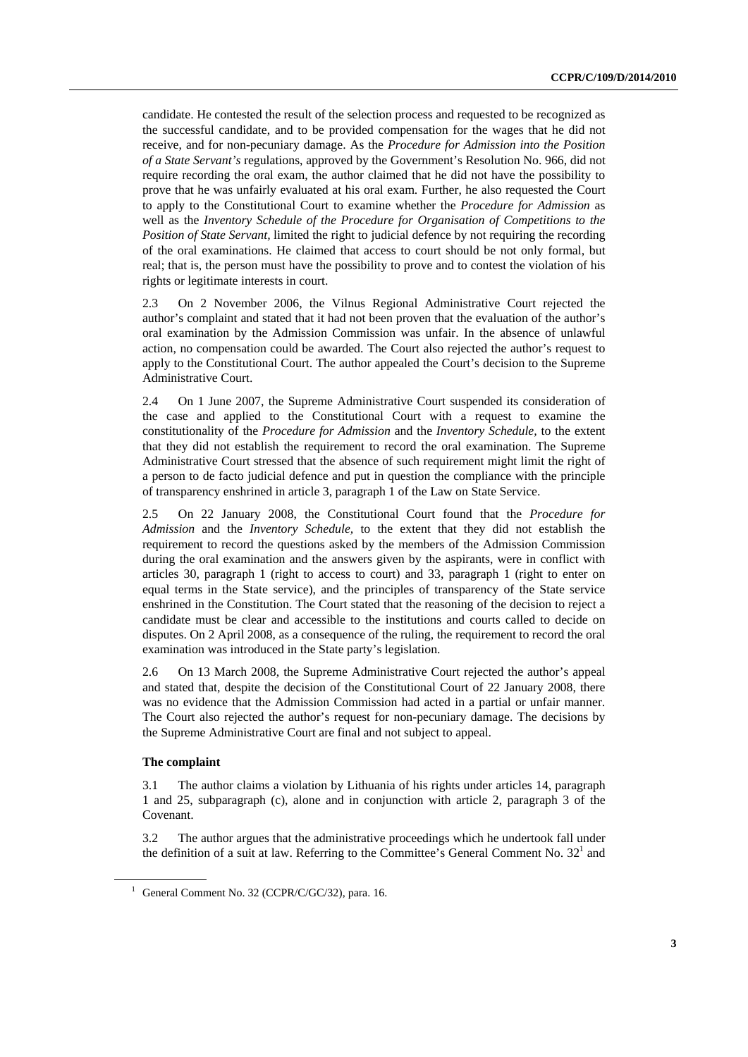candidate. He contested the result of the selection process and requested to be recognized as the successful candidate, and to be provided compensation for the wages that he did not receive, and for non-pecuniary damage. As the *Procedure for Admission into the Position of a State Servant's* regulations, approved by the Government's Resolution No. 966, did not require recording the oral exam, the author claimed that he did not have the possibility to prove that he was unfairly evaluated at his oral exam. Further, he also requested the Court to apply to the Constitutional Court to examine whether the *Procedure for Admission* as well as the *Inventory Schedule of the Procedure for Organisation of Competitions to the Position of State Servant,* limited the right to judicial defence by not requiring the recording of the oral examinations. He claimed that access to court should be not only formal, but real; that is, the person must have the possibility to prove and to contest the violation of his rights or legitimate interests in court.

2.3 On 2 November 2006, the Vilnus Regional Administrative Court rejected the author's complaint and stated that it had not been proven that the evaluation of the author's oral examination by the Admission Commission was unfair. In the absence of unlawful action, no compensation could be awarded. The Court also rejected the author's request to apply to the Constitutional Court. The author appealed the Court's decision to the Supreme Administrative Court.

2.4 On 1 June 2007, the Supreme Administrative Court suspended its consideration of the case and applied to the Constitutional Court with a request to examine the constitutionality of the *Procedure for Admission* and the *Inventory Schedule,* to the extent that they did not establish the requirement to record the oral examination. The Supreme Administrative Court stressed that the absence of such requirement might limit the right of a person to de facto judicial defence and put in question the compliance with the principle of transparency enshrined in article 3, paragraph 1 of the Law on State Service.

2.5 On 22 January 2008, the Constitutional Court found that the *Procedure for Admission* and the *Inventory Schedule,* to the extent that they did not establish the requirement to record the questions asked by the members of the Admission Commission during the oral examination and the answers given by the aspirants, were in conflict with articles 30, paragraph 1 (right to access to court) and 33, paragraph 1 (right to enter on equal terms in the State service), and the principles of transparency of the State service enshrined in the Constitution. The Court stated that the reasoning of the decision to reject a candidate must be clear and accessible to the institutions and courts called to decide on disputes. On 2 April 2008, as a consequence of the ruling, the requirement to record the oral examination was introduced in the State party's legislation.

2.6 On 13 March 2008, the Supreme Administrative Court rejected the author's appeal and stated that, despite the decision of the Constitutional Court of 22 January 2008, there was no evidence that the Admission Commission had acted in a partial or unfair manner. The Court also rejected the author's request for non-pecuniary damage. The decisions by the Supreme Administrative Court are final and not subject to appeal.

### The complaint

3.1 The author claims a violation by Lithuania of his rights under articles 14, paragraph 1 and 25, subparagraph (c), alone and in conjunction with article 2, paragraph 3 of the Covenant.

3.2 The author argues that the administrative proceedings which he undertook fall under the definition of a suit at law. Referring to the Committee's General Comment No. 32[1] and

[1] General Comment No. 32 (CCPR/C/GC/32), para. 16.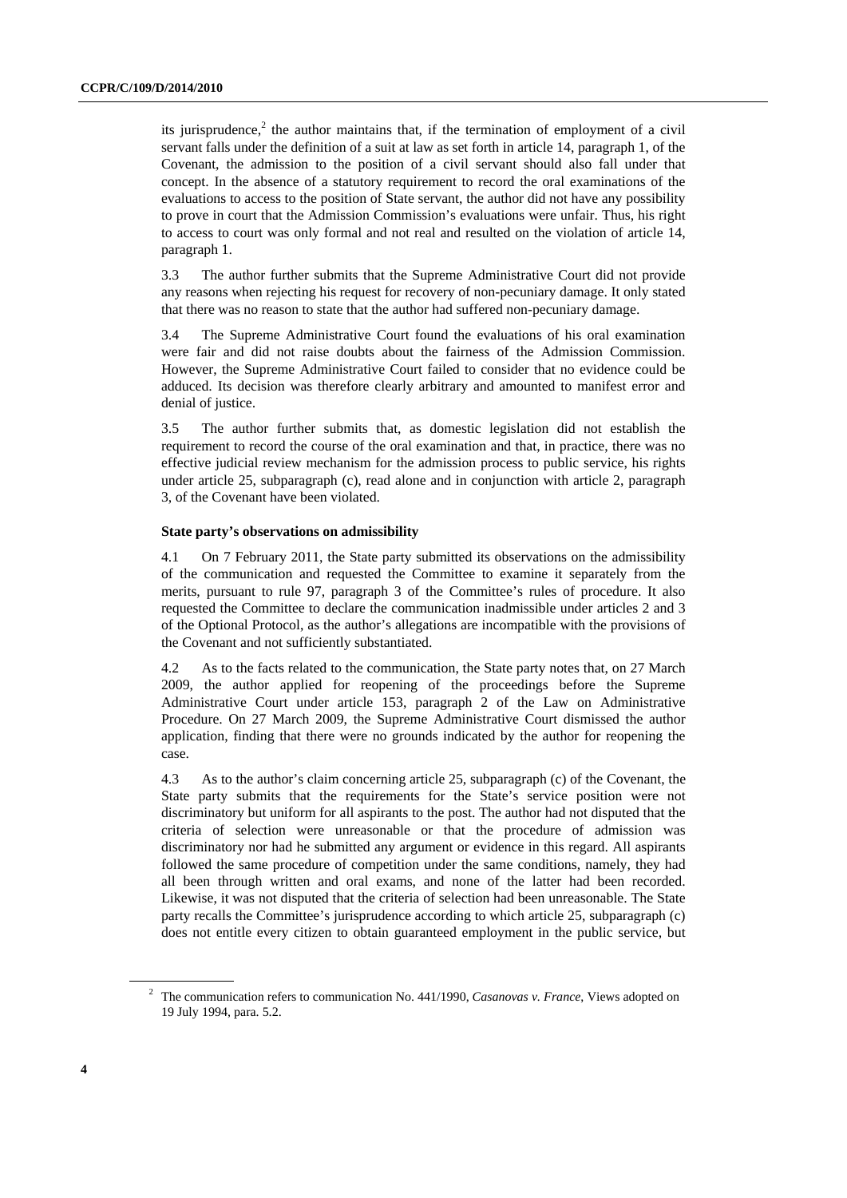its jurisprudence,[2] the author maintains that, if the termination of employment of a civil servant falls under the definition of a suit at law as set forth in article 14, paragraph 1, of the Covenant, the admission to the position of a civil servant should also fall under that concept. In the absence of a statutory requirement to record the oral examinations of the evaluations to access to the position of State servant, the author did not have any possibility to prove in court that the Admission Commission's evaluations were unfair. Thus, his right to access to court was only formal and not real and resulted on the violation of article 14, paragraph 1.

3.3 The author further submits that the Supreme Administrative Court did not provide any reasons when rejecting his request for recovery of non-pecuniary damage. It only stated that there was no reason to state that the author had suffered non-pecuniary damage.

3.4 The Supreme Administrative Court found the evaluations of his oral examination were fair and did not raise doubts about the fairness of the Admission Commission. However, the Supreme Administrative Court failed to consider that no evidence could be adduced. Its decision was therefore clearly arbitrary and amounted to manifest error and denial of justice.

3.5 The author further submits that, as domestic legislation did not establish the requirement to record the course of the oral examination and that, in practice, there was no effective judicial review mechanism for the admission process to public service, his rights under article 25, subparagraph (c), read alone and in conjunction with article 2, paragraph 3, of the Covenant have been violated.

### State party's observations on admissibility

4.1 On 7 February 2011, the State party submitted its observations on the admissibility of the communication and requested the Committee to examine it separately from the merits, pursuant to rule 97, paragraph 3 of the Committee's rules of procedure. It also requested the Committee to declare the communication inadmissible under articles 2 and 3 of the Optional Protocol, as the author's allegations are incompatible with the provisions of the Covenant and not sufficiently substantiated.

4.2 As to the facts related to the communication, the State party notes that, on 27 March 2009, the author applied for reopening of the proceedings before the Supreme Administrative Court under article 153, paragraph 2 of the Law on Administrative Procedure. On 27 March 2009, the Supreme Administrative Court dismissed the author application, finding that there were no grounds indicated by the author for reopening the case.

4.3 As to the author's claim concerning article 25, subparagraph (c) of the Covenant, the State party submits that the requirements for the State's service position were not discriminatory but uniform for all aspirants to the post. The author had not disputed that the criteria of selection were unreasonable or that the procedure of admission was discriminatory nor had he submitted any argument or evidence in this regard. All aspirants followed the same procedure of competition under the same conditions, namely, they had all been through written and oral exams, and none of the latter had been recorded. Likewise, it was not disputed that the criteria of selection had been unreasonable. The State party recalls the Committee's jurisprudence according to which article 25, subparagraph (c) does not entitle every citizen to obtain guaranteed employment in the public service, but

---

[2] The communication refers to communication No. 441/1990, *Casanovas v. France*, Views adopted on 19 July 1994, para. 5.2.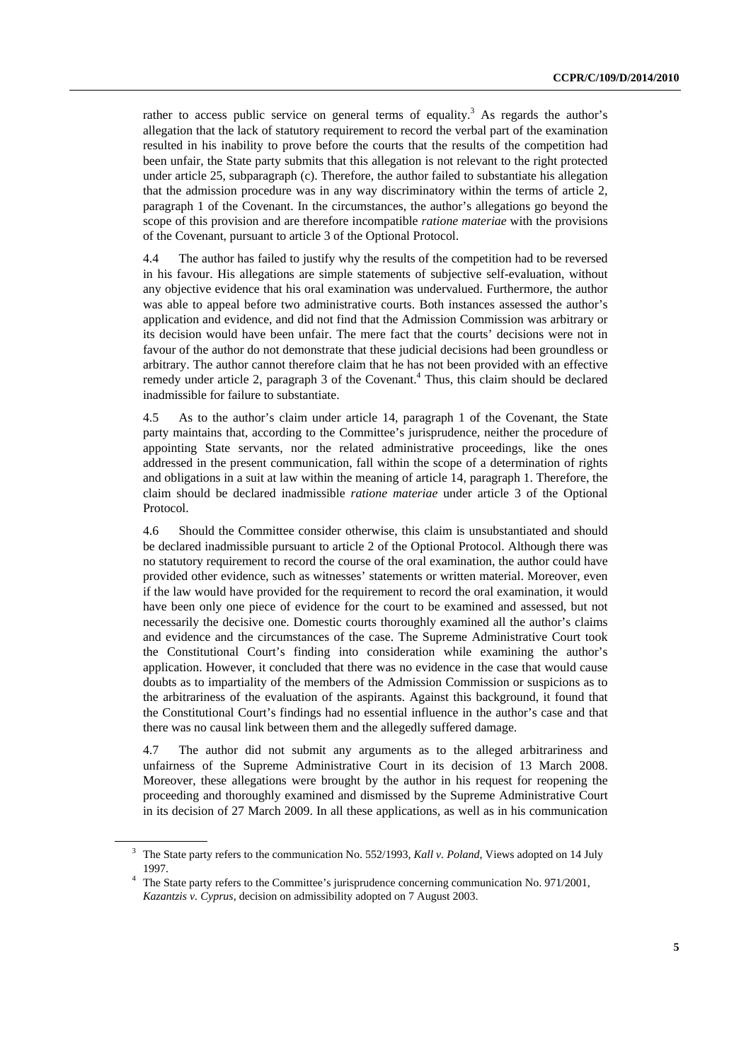rather to access public service on general terms of equality.[3] As regards the author's allegation that the lack of statutory requirement to record the verbal part of the examination resulted in his inability to prove before the courts that the results of the competition had been unfair, the State party submits that this allegation is not relevant to the right protected under article 25, subparagraph (c). Therefore, the author failed to substantiate his allegation that the admission procedure was in any way discriminatory within the terms of article 2, paragraph 1 of the Covenant. In the circumstances, the author's allegations go beyond the scope of this provision and are therefore incompatible *ratione materiae* with the provisions of the Covenant, pursuant to article 3 of the Optional Protocol.

4.4 The author has failed to justify why the results of the competition had to be reversed in his favour. His allegations are simple statements of subjective self-evaluation, without any objective evidence that his oral examination was undervalued. Furthermore, the author was able to appeal before two administrative courts. Both instances assessed the author's application and evidence, and did not find that the Admission Commission was arbitrary or its decision would have been unfair. The mere fact that the courts' decisions were not in favour of the author do not demonstrate that these judicial decisions had been groundless or arbitrary. The author cannot therefore claim that he has not been provided with an effective remedy under article 2, paragraph 3 of the Covenant.[4] Thus, this claim should be declared inadmissible for failure to substantiate.

4.5 As to the author's claim under article 14, paragraph 1 of the Covenant, the State party maintains that, according to the Committee's jurisprudence, neither the procedure of appointing State servants, nor the related administrative proceedings, like the ones addressed in the present communication, fall within the scope of a determination of rights and obligations in a suit at law within the meaning of article 14, paragraph 1. Therefore, the claim should be declared inadmissible *ratione materiae* under article 3 of the Optional Protocol.

4.6 Should the Committee consider otherwise, this claim is unsubstantiated and should be declared inadmissible pursuant to article 2 of the Optional Protocol. Although there was no statutory requirement to record the course of the oral examination, the author could have provided other evidence, such as witnesses' statements or written material. Moreover, even if the law would have provided for the requirement to record the oral examination, it would have been only one piece of evidence for the court to be examined and assessed, but not necessarily the decisive one. Domestic courts thoroughly examined all the author's claims and evidence and the circumstances of the case. The Supreme Administrative Court took the Constitutional Court's finding into consideration while examining the author's application. However, it concluded that there was no evidence in the case that would cause doubts as to impartiality of the members of the Admission Commission or suspicions as to the arbitrariness of the evaluation of the aspirants. Against this background, it found that the Constitutional Court's findings had no essential influence in the author's case and that there was no causal link between them and the allegedly suffered damage.

4.7 The author did not submit any arguments as to the alleged arbitrariness and unfairness of the Supreme Administrative Court in its decision of 13 March 2008. Moreover, these allegations were brought by the author in his request for reopening the proceeding and thoroughly examined and dismissed by the Supreme Administrative Court in its decision of 27 March 2009. In all these applications, as well as in his communication

---

[3] The State party refers to the communication No. 552/1993, *Kall v. Poland*, Views adopted on 14 July 1997.

[4] The State party refers to the Committee's jurisprudence concerning communication No. 971/2001, *Kazantzis v. Cyprus*, decision on admissibility adopted on 7 August 2003.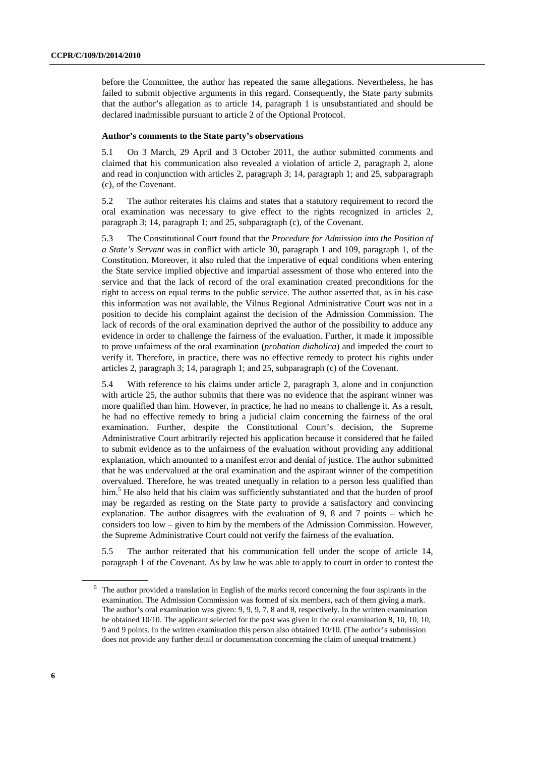before the Committee, the author has repeated the same allegations. Nevertheless, he has failed to submit objective arguments in this regard. Consequently, the State party submits that the author's allegation as to article 14, paragraph 1 is unsubstantiated and should be declared inadmissible pursuant to article 2 of the Optional Protocol.

### Author's comments to the State party's observations

5.1 On 3 March, 29 April and 3 October 2011, the author submitted comments and claimed that his communication also revealed a violation of article 2, paragraph 2, alone and read in conjunction with articles 2, paragraph 3; 14, paragraph 1; and 25, subparagraph (c), of the Covenant.

5.2 The author reiterates his claims and states that a statutory requirement to record the oral examination was necessary to give effect to the rights recognized in articles 2, paragraph 3; 14, paragraph 1; and 25, subparagraph (c), of the Covenant.

5.3 The Constitutional Court found that the *Procedure for Admission into the Position of a State's Servant* was in conflict with article 30, paragraph 1 and 109, paragraph 1, of the Constitution. Moreover, it also ruled that the imperative of equal conditions when entering the State service implied objective and impartial assessment of those who entered into the service and that the lack of record of the oral examination created preconditions for the right to access on equal terms to the public service. The author asserted that, as in his case this information was not available, the Vilnus Regional Administrative Court was not in a position to decide his complaint against the decision of the Admission Commission. The lack of records of the oral examination deprived the author of the possibility to adduce any evidence in order to challenge the fairness of the evaluation. Further, it made it impossible to prove unfairness of the oral examination (*probation diabolica*) and impeded the court to verify it. Therefore, in practice, there was no effective remedy to protect his rights under articles 2, paragraph 3; 14, paragraph 1; and 25, subparagraph (c) of the Covenant.

5.4 With reference to his claims under article 2, paragraph 3, alone and in conjunction with article 25, the author submits that there was no evidence that the aspirant winner was more qualified than him. However, in practice, he had no means to challenge it. As a result, he had no effective remedy to bring a judicial claim concerning the fairness of the oral examination. Further, despite the Constitutional Court's decision, the Supreme Administrative Court arbitrarily rejected his application because it considered that he failed to submit evidence as to the unfairness of the evaluation without providing any additional explanation, which amounted to a manifest error and denial of justice. The author submitted that he was undervalued at the oral examination and the aspirant winner of the competition overvalued. Therefore, he was treated unequally in relation to a person less qualified than him.[5] He also held that his claim was sufficiently substantiated and that the burden of proof may be regarded as resting on the State party to provide a satisfactory and convincing explanation. The author disagrees with the evaluation of 9, 8 and 7 points – which he considers too low – given to him by the members of the Admission Commission. However, the Supreme Administrative Court could not verify the fairness of the evaluation.

5.5 The author reiterated that his communication fell under the scope of article 14, paragraph 1 of the Covenant. As by law he was able to apply to court in order to contest the

---

[5] The author provided a translation in English of the marks record concerning the four aspirants in the examination. The Admission Commission was formed of six members, each of them giving a mark. The author's oral examination was given: 9, 9, 9, 7, 8 and 8, respectively. In the written examination he obtained 10/10. The applicant selected for the post was given in the oral examination 8, 10, 10, 10, 9 and 9 points. In the written examination this person also obtained 10/10. (The author's submission does not provide any further detail or documentation concerning the claim of unequal treatment.)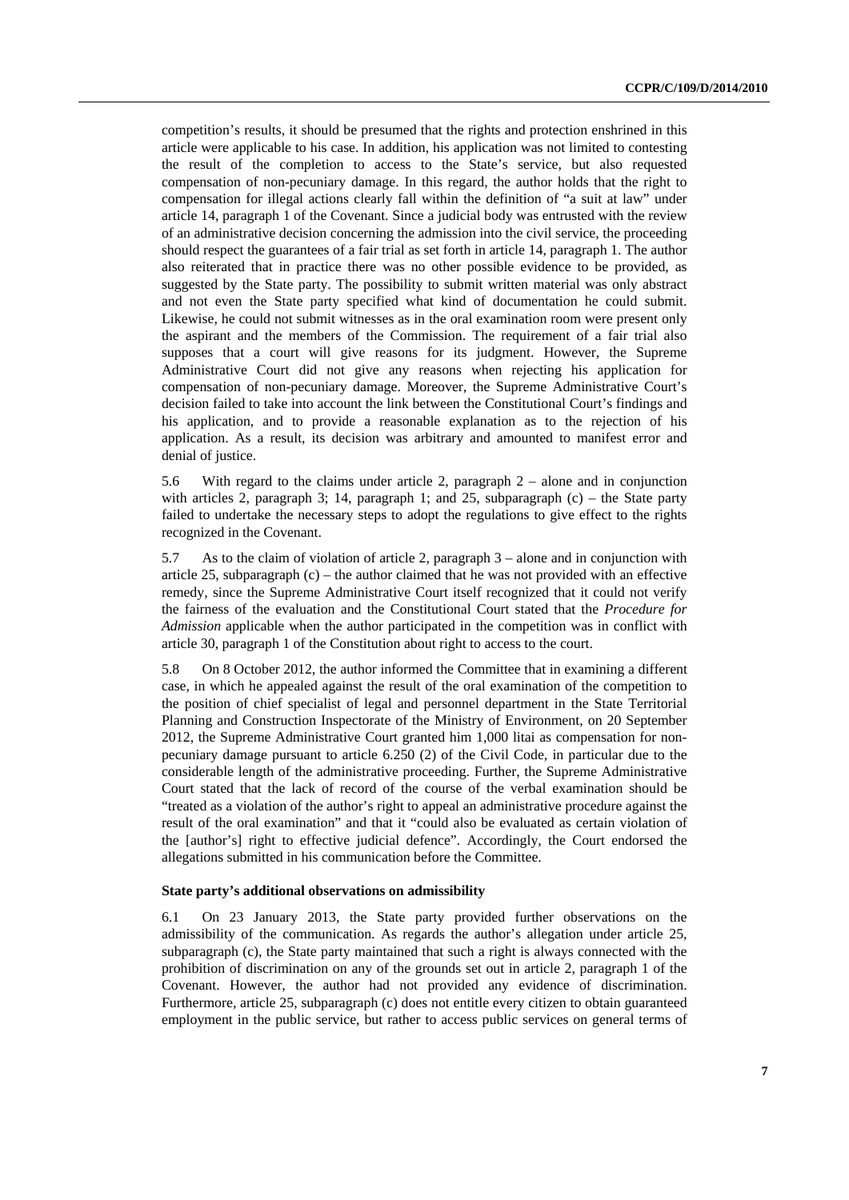competition's results, it should be presumed that the rights and protection enshrined in this article were applicable to his case. In addition, his application was not limited to contesting the result of the completion to access to the State's service, but also requested compensation of non-pecuniary damage. In this regard, the author holds that the right to compensation for illegal actions clearly fall within the definition of "a suit at law" under article 14, paragraph 1 of the Covenant. Since a judicial body was entrusted with the review of an administrative decision concerning the admission into the civil service, the proceeding should respect the guarantees of a fair trial as set forth in article 14, paragraph 1. The author also reiterated that in practice there was no other possible evidence to be provided, as suggested by the State party. The possibility to submit written material was only abstract and not even the State party specified what kind of documentation he could submit. Likewise, he could not submit witnesses as in the oral examination room were present only the aspirant and the members of the Commission. The requirement of a fair trial also supposes that a court will give reasons for its judgment. However, the Supreme Administrative Court did not give any reasons when rejecting his application for compensation of non-pecuniary damage. Moreover, the Supreme Administrative Court's decision failed to take into account the link between the Constitutional Court's findings and his application, and to provide a reasonable explanation as to the rejection of his application. As a result, its decision was arbitrary and amounted to manifest error and denial of justice.

5.6 With regard to the claims under article 2, paragraph 2 – alone and in conjunction with articles 2, paragraph 3; 14, paragraph 1; and 25, subparagraph (c) – the State party failed to undertake the necessary steps to adopt the regulations to give effect to the rights recognized in the Covenant.

5.7 As to the claim of violation of article 2, paragraph 3 – alone and in conjunction with article 25, subparagraph (c) – the author claimed that he was not provided with an effective remedy, since the Supreme Administrative Court itself recognized that it could not verify the fairness of the evaluation and the Constitutional Court stated that the *Procedure for Admission* applicable when the author participated in the competition was in conflict with article 30, paragraph 1 of the Constitution about right to access to the court.

5.8 On 8 October 2012, the author informed the Committee that in examining a different case, in which he appealed against the result of the oral examination of the competition to the position of chief specialist of legal and personnel department in the State Territorial Planning and Construction Inspectorate of the Ministry of Environment, on 20 September 2012, the Supreme Administrative Court granted him 1,000 litai as compensation for non-pecuniary damage pursuant to article 6.250 (2) of the Civil Code, in particular due to the considerable length of the administrative proceeding. Further, the Supreme Administrative Court stated that the lack of record of the course of the verbal examination should be "treated as a violation of the author's right to appeal an administrative procedure against the result of the oral examination" and that it "could also be evaluated as certain violation of the [author's] right to effective judicial defence". Accordingly, the Court endorsed the allegations submitted in his communication before the Committee.

### State party's additional observations on admissibility

6.1 On 23 January 2013, the State party provided further observations on the admissibility of the communication. As regards the author's allegation under article 25, subparagraph (c), the State party maintained that such a right is always connected with the prohibition of discrimination on any of the grounds set out in article 2, paragraph 1 of the Covenant. However, the author had not provided any evidence of discrimination. Furthermore, article 25, subparagraph (c) does not entitle every citizen to obtain guaranteed employment in the public service, but rather to access public services on general terms of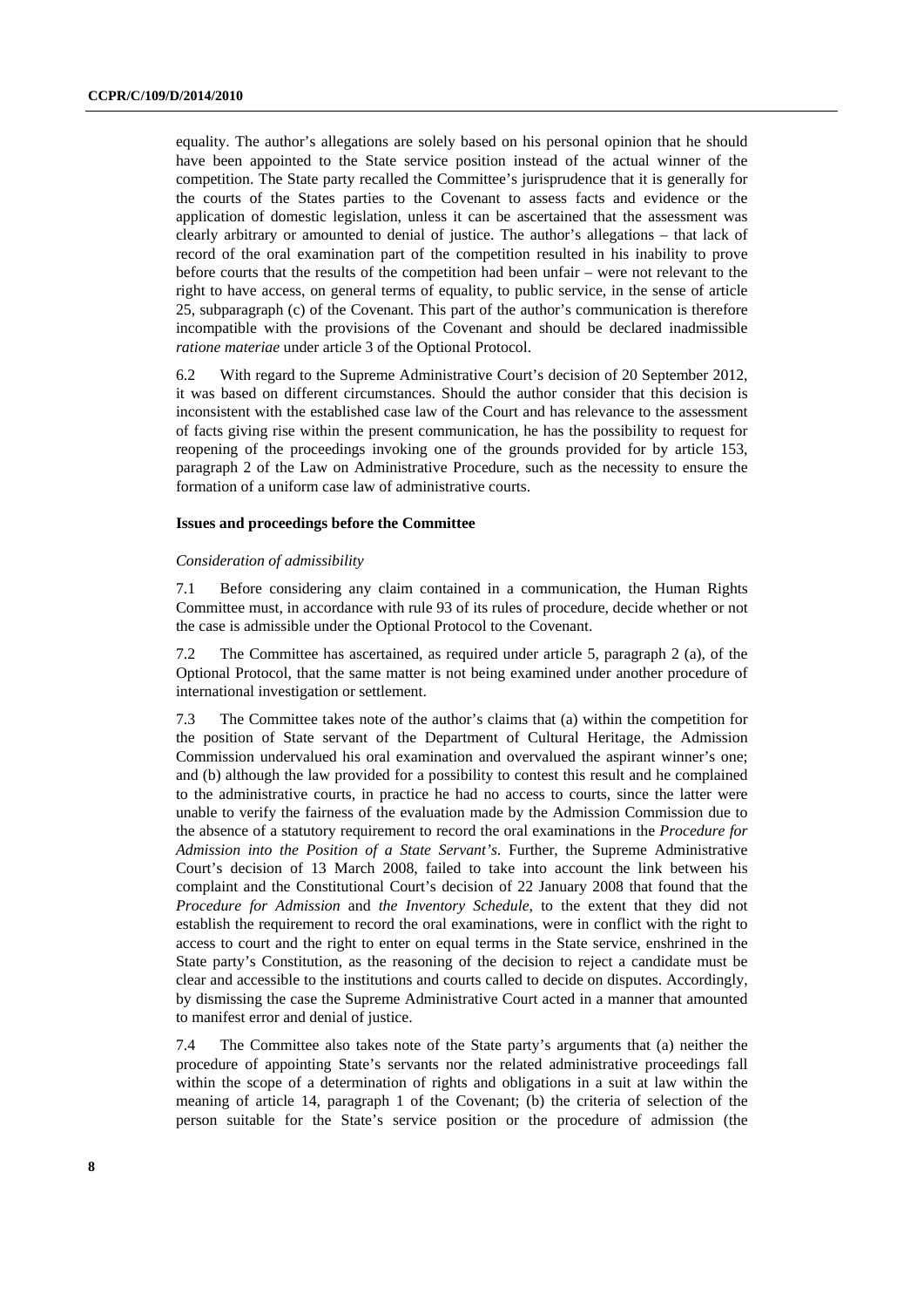equality. The author's allegations are solely based on his personal opinion that he should have been appointed to the State service position instead of the actual winner of the competition. The State party recalled the Committee's jurisprudence that it is generally for the courts of the States parties to the Covenant to assess facts and evidence or the application of domestic legislation, unless it can be ascertained that the assessment was clearly arbitrary or amounted to denial of justice. The author's allegations – that lack of record of the oral examination part of the competition resulted in his inability to prove before courts that the results of the competition had been unfair – were not relevant to the right to have access, on general terms of equality, to public service, in the sense of article 25, subparagraph (c) of the Covenant. This part of the author's communication is therefore incompatible with the provisions of the Covenant and should be declared inadmissible *ratione materiae* under article 3 of the Optional Protocol.

6.2 With regard to the Supreme Administrative Court's decision of 20 September 2012, it was based on different circumstances. Should the author consider that this decision is inconsistent with the established case law of the Court and has relevance to the assessment of facts giving rise within the present communication, he has the possibility to request for reopening of the proceedings invoking one of the grounds provided for by article 153, paragraph 2 of the Law on Administrative Procedure, such as the necessity to ensure the formation of a uniform case law of administrative courts.

### Issues and proceedings before the Committee

*Consideration of admissibility*

7.1 Before considering any claim contained in a communication, the Human Rights Committee must, in accordance with rule 93 of its rules of procedure, decide whether or not the case is admissible under the Optional Protocol to the Covenant.

7.2 The Committee has ascertained, as required under article 5, paragraph 2 (a), of the Optional Protocol, that the same matter is not being examined under another procedure of international investigation or settlement.

7.3 The Committee takes note of the author's claims that (a) within the competition for the position of State servant of the Department of Cultural Heritage, the Admission Commission undervalued his oral examination and overvalued the aspirant winner's one; and (b) although the law provided for a possibility to contest this result and he complained to the administrative courts, in practice he had no access to courts, since the latter were unable to verify the fairness of the evaluation made by the Admission Commission due to the absence of a statutory requirement to record the oral examinations in the *Procedure for Admission into the Position of a State Servant's*. Further, the Supreme Administrative Court's decision of 13 March 2008, failed to take into account the link between his complaint and the Constitutional Court's decision of 22 January 2008 that found that the *Procedure for Admission* and *the Inventory Schedule*, to the extent that they did not establish the requirement to record the oral examinations, were in conflict with the right to access to court and the right to enter on equal terms in the State service, enshrined in the State party's Constitution, as the reasoning of the decision to reject a candidate must be clear and accessible to the institutions and courts called to decide on disputes. Accordingly, by dismissing the case the Supreme Administrative Court acted in a manner that amounted to manifest error and denial of justice.

7.4 The Committee also takes note of the State party's arguments that (a) neither the procedure of appointing State's servants nor the related administrative proceedings fall within the scope of a determination of rights and obligations in a suit at law within the meaning of article 14, paragraph 1 of the Covenant; (b) the criteria of selection of the person suitable for the State's service position or the procedure of admission (the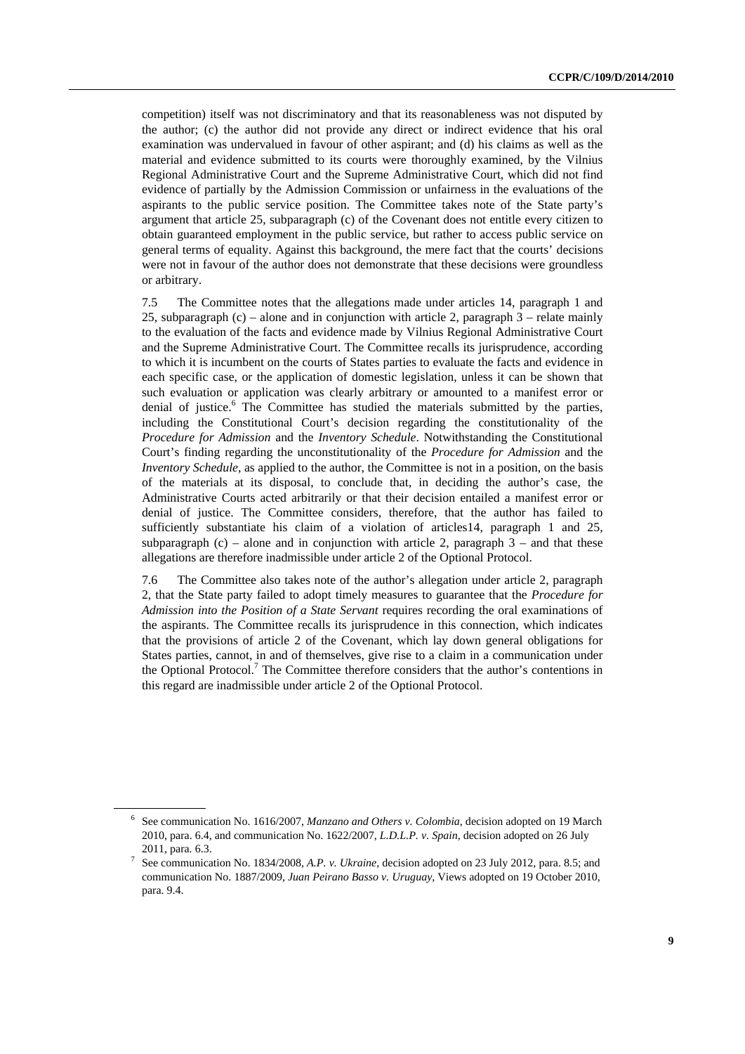competition) itself was not discriminatory and that its reasonableness was not disputed by the author; (c) the author did not provide any direct or indirect evidence that his oral examination was undervalued in favour of other aspirant; and (d) his claims as well as the material and evidence submitted to its courts were thoroughly examined, by the Vilnius Regional Administrative Court and the Supreme Administrative Court, which did not find evidence of partially by the Admission Commission or unfairness in the evaluations of the aspirants to the public service position. The Committee takes note of the State party's argument that article 25, subparagraph (c) of the Covenant does not entitle every citizen to obtain guaranteed employment in the public service, but rather to access public service on general terms of equality. Against this background, the mere fact that the courts' decisions were not in favour of the author does not demonstrate that these decisions were groundless or arbitrary.

7.5 The Committee notes that the allegations made under articles 14, paragraph 1 and 25, subparagraph (c) – alone and in conjunction with article 2, paragraph 3 – relate mainly to the evaluation of the facts and evidence made by Vilnius Regional Administrative Court and the Supreme Administrative Court. The Committee recalls its jurisprudence, according to which it is incumbent on the courts of States parties to evaluate the facts and evidence in each specific case, or the application of domestic legislation, unless it can be shown that such evaluation or application was clearly arbitrary or amounted to a manifest error or denial of justice.[6] The Committee has studied the materials submitted by the parties, including the Constitutional Court's decision regarding the constitutionality of the *Procedure for Admission* and the *Inventory Schedule*. Notwithstanding the Constitutional Court's finding regarding the unconstitutionality of the *Procedure for Admission* and the *Inventory Schedule*, as applied to the author, the Committee is not in a position, on the basis of the materials at its disposal, to conclude that, in deciding the author's case, the Administrative Courts acted arbitrarily or that their decision entailed a manifest error or denial of justice. The Committee considers, therefore, that the author has failed to sufficiently substantiate his claim of a violation of articles14, paragraph 1 and 25, subparagraph (c) – alone and in conjunction with article 2, paragraph 3 – and that these allegations are therefore inadmissible under article 2 of the Optional Protocol.

7.6 The Committee also takes note of the author's allegation under article 2, paragraph 2, that the State party failed to adopt timely measures to guarantee that the *Procedure for Admission into the Position of a State Servant* requires recording the oral examinations of the aspirants. The Committee recalls its jurisprudence in this connection, which indicates that the provisions of article 2 of the Covenant, which lay down general obligations for States parties, cannot, in and of themselves, give rise to a claim in a communication under the Optional Protocol.[7] The Committee therefore considers that the author's contentions in this regard are inadmissible under article 2 of the Optional Protocol.

---

[6] See communication No. 1616/2007, *Manzano and Others v. Colombia*, decision adopted on 19 March 2010, para. 6.4, and communication No. 1622/2007, *L.D.L.P. v. Spain*, decision adopted on 26 July 2011, para. 6.3.

[7] See communication No. 1834/2008, *A.P. v. Ukraine*, decision adopted on 23 July 2012, para. 8.5; and communication No. 1887/2009, *Juan Peirano Basso v. Uruguay*, Views adopted on 19 October 2010, para. 9.4.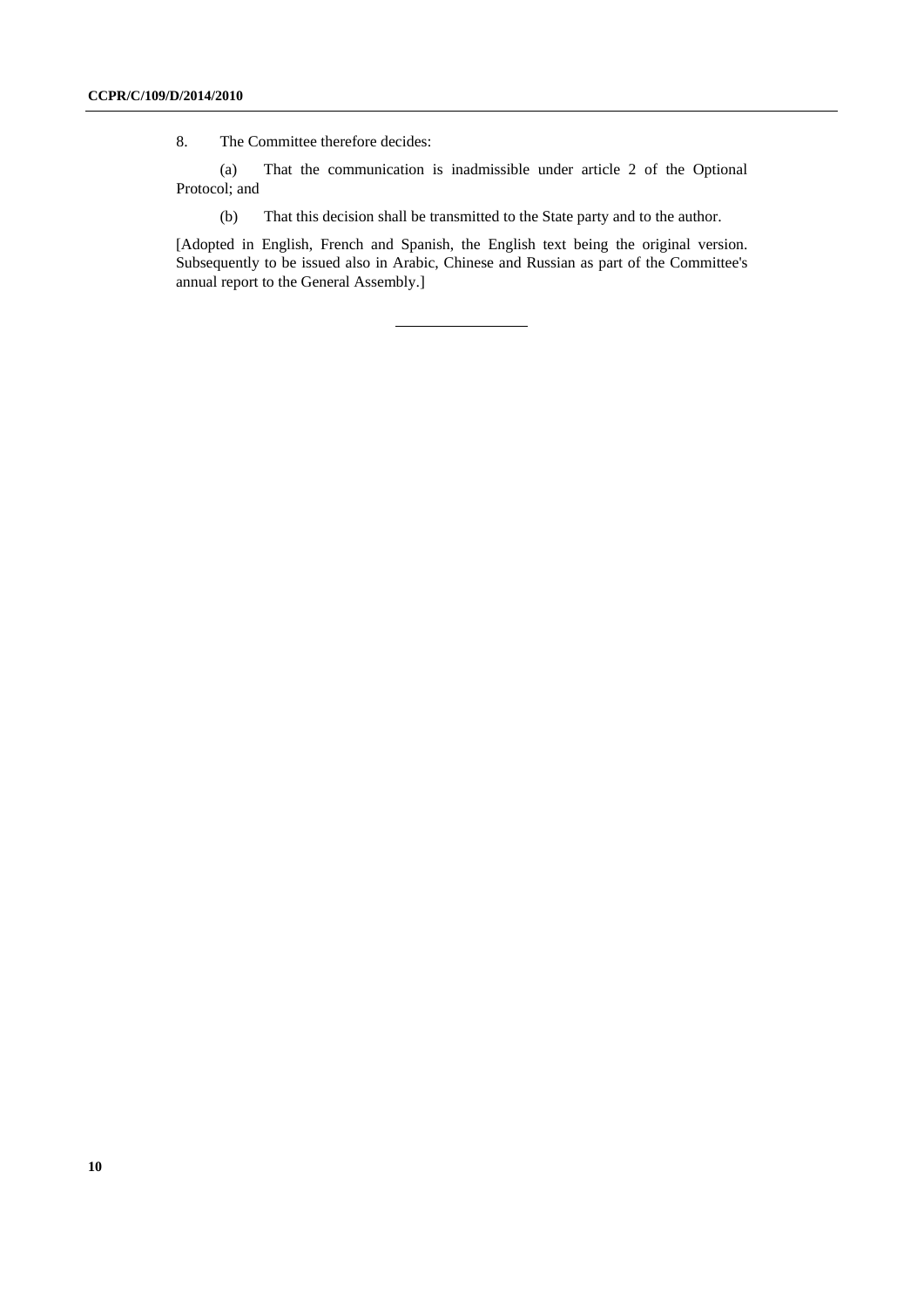8. The Committee therefore decides:

(a) That the communication is inadmissible under article 2 of the Optional Protocol; and

(b) That this decision shall be transmitted to the State party and to the author.

[Adopted in English, French and Spanish, the English text being the original version. Subsequently to be issued also in Arabic, Chinese and Russian as part of the Committee's annual report to the General Assembly.]